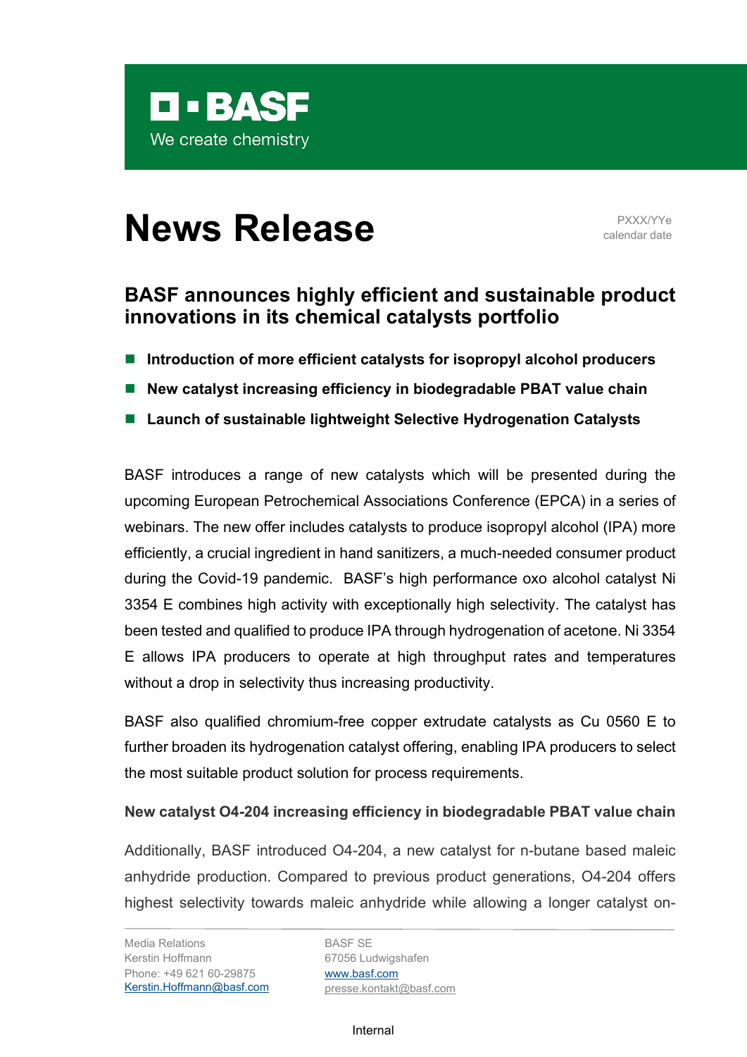**BASF**
We create chemistry

# News Release

PXXX/YYe
calendar date

## BASF announces highly efficient and sustainable product innovations in its chemical catalysts portfolio

- **Introduction of more efficient catalysts for isopropyl alcohol producers**
- **New catalyst increasing efficiency in biodegradable PBAT value chain**
- **Launch of sustainable lightweight Selective Hydrogenation Catalysts**

BASF introduces a range of new catalysts which will be presented during the upcoming European Petrochemical Associations Conference (EPCA) in a series of webinars. The new offer includes catalysts to produce isopropyl alcohol (IPA) more efficiently, a crucial ingredient in hand sanitizers, a much-needed consumer product during the Covid-19 pandemic. BASF's high performance oxo alcohol catalyst Ni 3354 E combines high activity with exceptionally high selectivity. The catalyst has been tested and qualified to produce IPA through hydrogenation of acetone. Ni 3354 E allows IPA producers to operate at high throughput rates and temperatures without a drop in selectivity thus increasing productivity.

BASF also qualified chromium-free copper extrudate catalysts as Cu 0560 E to further broaden its hydrogenation catalyst offering, enabling IPA producers to select the most suitable product solution for process requirements.

**New catalyst O4-204 increasing efficiency in biodegradable PBAT value chain**

Additionally, BASF introduced O4-204, a new catalyst for n-butane based maleic anhydride production. Compared to previous product generations, O4-204 offers highest selectivity towards maleic anhydride while allowing a longer catalyst on-

Media Relations
Kerstin Hoffmann
Phone: +49 621 60-29875
Kerstin.Hoffmann@basf.com

BASF SE
67056 Ludwigshafen
www.basf.com
presse.kontakt@basf.com

Internal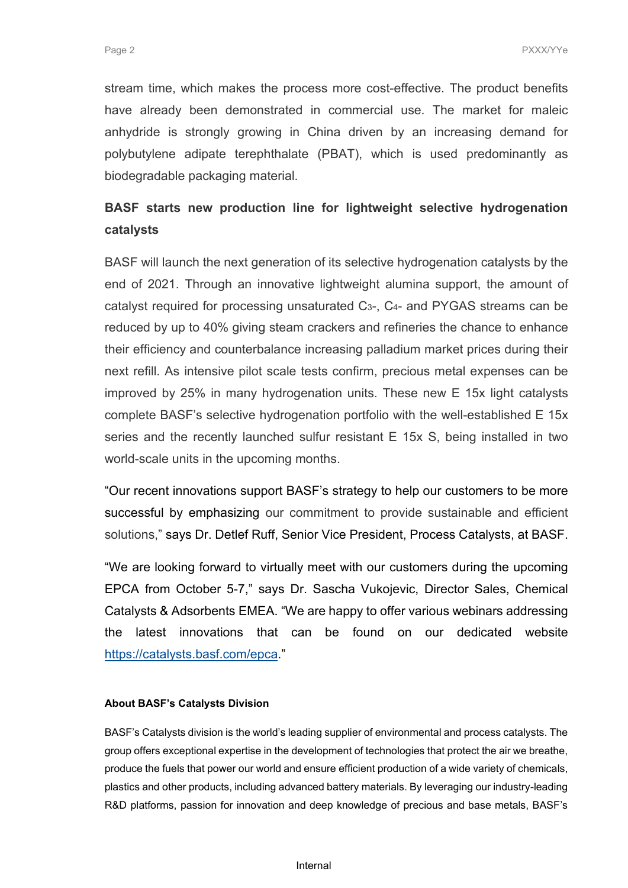stream time, which makes the process more cost-effective. The product benefits have already been demonstrated in commercial use. The market for maleic anhydride is strongly growing in China driven by an increasing demand for polybutylene adipate terephthalate (PBAT), which is used predominantly as biodegradable packaging material.

## BASF starts new production line for lightweight selective hydrogenation catalysts

BASF will launch the next generation of its selective hydrogenation catalysts by the end of 2021. Through an innovative lightweight alumina support, the amount of catalyst required for processing unsaturated $C_3$-, $C_4$- and PYGAS streams can be reduced by up to 40% giving steam crackers and refineries the chance to enhance their efficiency and counterbalance increasing palladium market prices during their next refill. As intensive pilot scale tests confirm, precious metal expenses can be improved by 25% in many hydrogenation units. These new E 15x light catalysts complete BASF's selective hydrogenation portfolio with the well-established E 15x series and the recently launched sulfur resistant E 15x S, being installed in two world-scale units in the upcoming months.

"Our recent innovations support BASF's strategy to help our customers to be more successful by emphasizing our commitment to provide sustainable and efficient solutions," says Dr. Detlef Ruff, Senior Vice President, Process Catalysts, at BASF.

"We are looking forward to virtually meet with our customers during the upcoming EPCA from October 5-7," says Dr. Sascha Vukojevic, Director Sales, Chemical Catalysts & Adsorbents EMEA. "We are happy to offer various webinars addressing the latest innovations that can be found on our dedicated website https://catalysts.basf.com/epca."

**About BASF's Catalysts Division**

BASF's Catalysts division is the world's leading supplier of environmental and process catalysts. The group offers exceptional expertise in the development of technologies that protect the air we breathe, produce the fuels that power our world and ensure efficient production of a wide variety of chemicals, plastics and other products, including advanced battery materials. By leveraging our industry-leading R&D platforms, passion for innovation and deep knowledge of precious and base metals, BASF's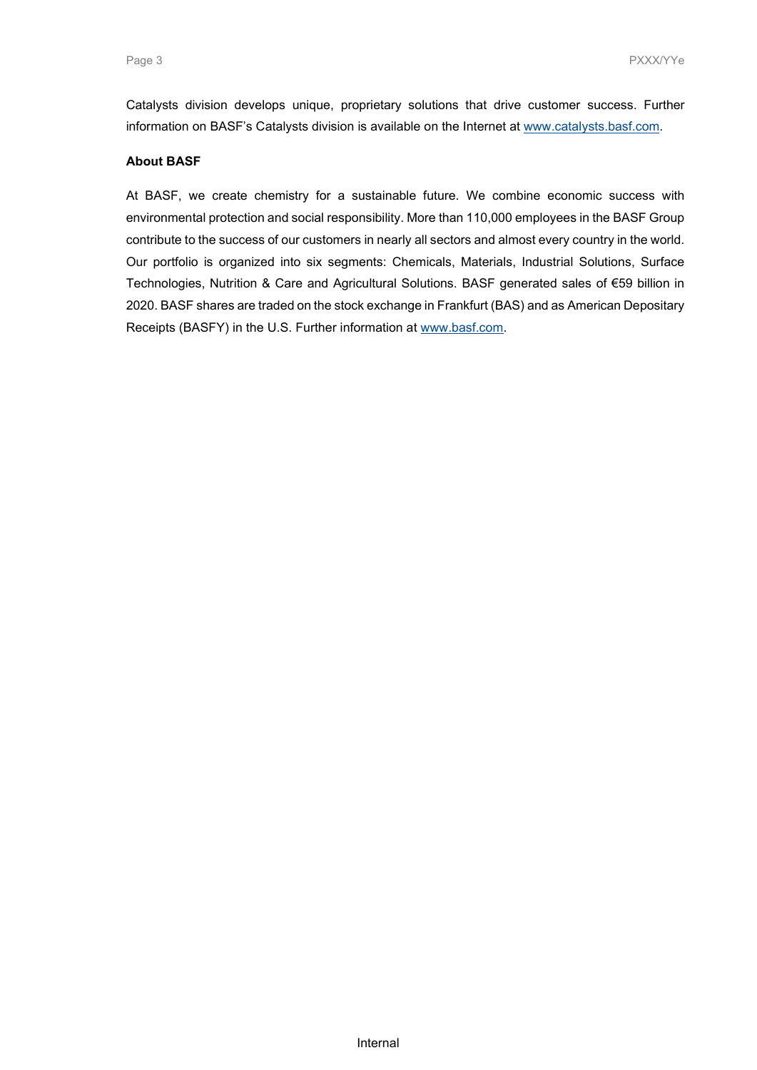Catalysts division develops unique, proprietary solutions that drive customer success. Further information on BASF's Catalysts division is available on the Internet at www.catalysts.basf.com.

**About BASF**

At BASF, we create chemistry for a sustainable future. We combine economic success with environmental protection and social responsibility. More than 110,000 employees in the BASF Group contribute to the success of our customers in nearly all sectors and almost every country in the world. Our portfolio is organized into six segments: Chemicals, Materials, Industrial Solutions, Surface Technologies, Nutrition & Care and Agricultural Solutions. BASF generated sales of €59 billion in 2020. BASF shares are traded on the stock exchange in Frankfurt (BAS) and as American Depositary Receipts (BASFY) in the U.S. Further information at www.basf.com.